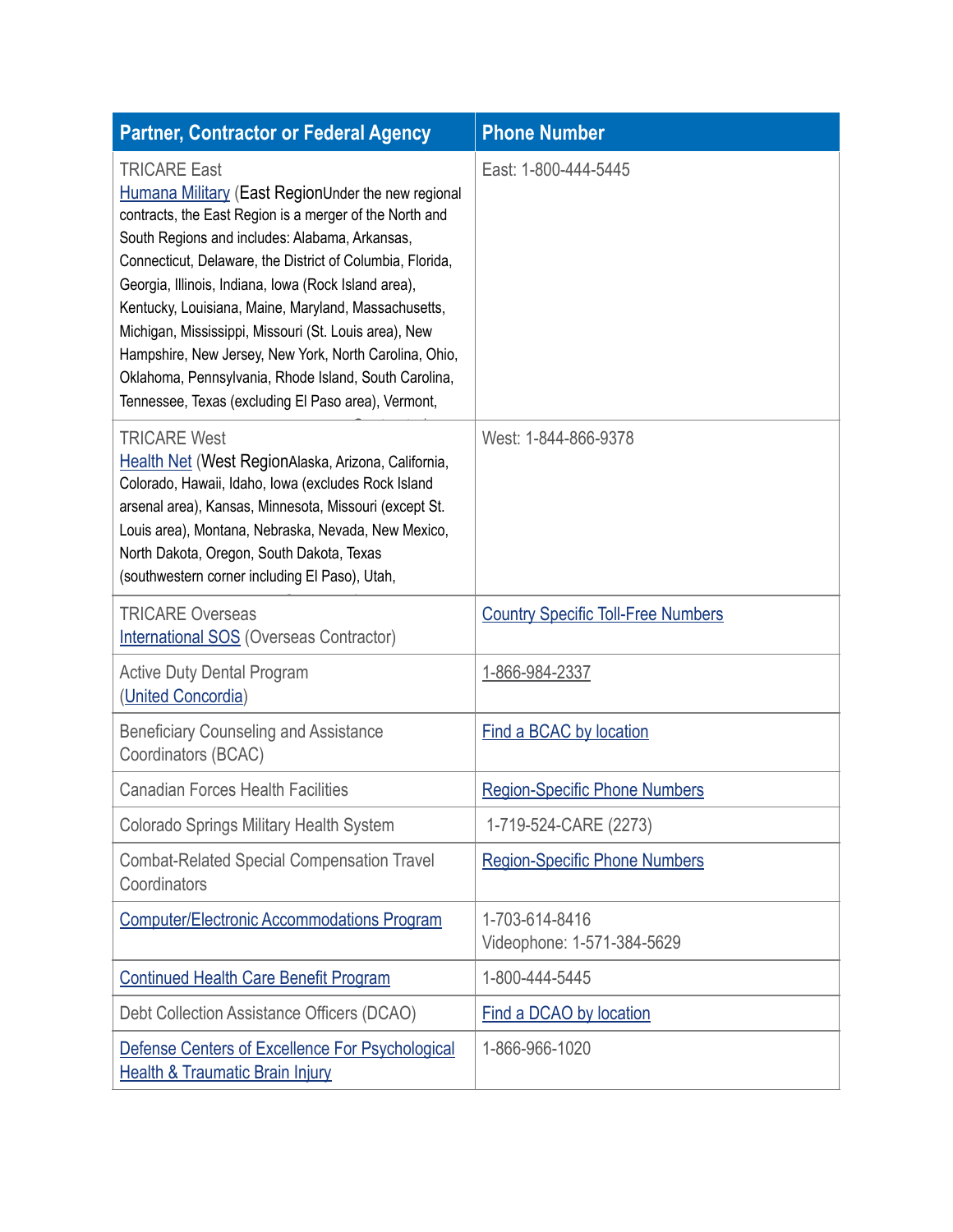| Partner, Contractor or Federal Agency | Phone Number |
|---|---|
| TRICARE East<br>Humana Military (East RegionUnder the new regional contracts, the East Region is a merger of the North and South Regions and includes: Alabama, Arkansas, Connecticut, Delaware, the District of Columbia, Florida, Georgia, Illinois, Indiana, Iowa (Rock Island area), Kentucky, Louisiana, Maine, Maryland, Massachusetts, Michigan, Mississippi, Missouri (St. Louis area), New Hampshire, New Jersey, New York, North Carolina, Ohio, Oklahoma, Pennsylvania, Rhode Island, South Carolina, Tennessee, Texas (excluding El Paso area), Vermont, | East: 1-800-444-5445 |
| TRICARE West<br>Health Net (West RegionAlaska, Arizona, California, Colorado, Hawaii, Idaho, Iowa (excludes Rock Island arsenal area), Kansas, Minnesota, Missouri (except St. Louis area), Montana, Nebraska, Nevada, New Mexico, North Dakota, Oregon, South Dakota, Texas (southwestern corner including El Paso), Utah, | West: 1-844-866-9378 |
| TRICARE Overseas<br>International SOS (Overseas Contractor) | Country Specific Toll-Free Numbers |
| Active Duty Dental Program<br>(United Concordia) | 1-866-984-2337 |
| Beneficiary Counseling and Assistance Coordinators (BCAC) | Find a BCAC by location |
| Canadian Forces Health Facilities | Region-Specific Phone Numbers |
| Colorado Springs Military Health System | 1-719-524-CARE (2273) |
| Combat-Related Special Compensation Travel Coordinators | Region-Specific Phone Numbers |
| Computer/Electronic Accommodations Program | 1-703-614-8416<br>Videophone: 1-571-384-5629 |
| Continued Health Care Benefit Program | 1-800-444-5445 |
| Debt Collection Assistance Officers (DCAO) | Find a DCAO by location |
| Defense Centers of Excellence For Psychological Health & Traumatic Brain Injury | 1-866-966-1020 |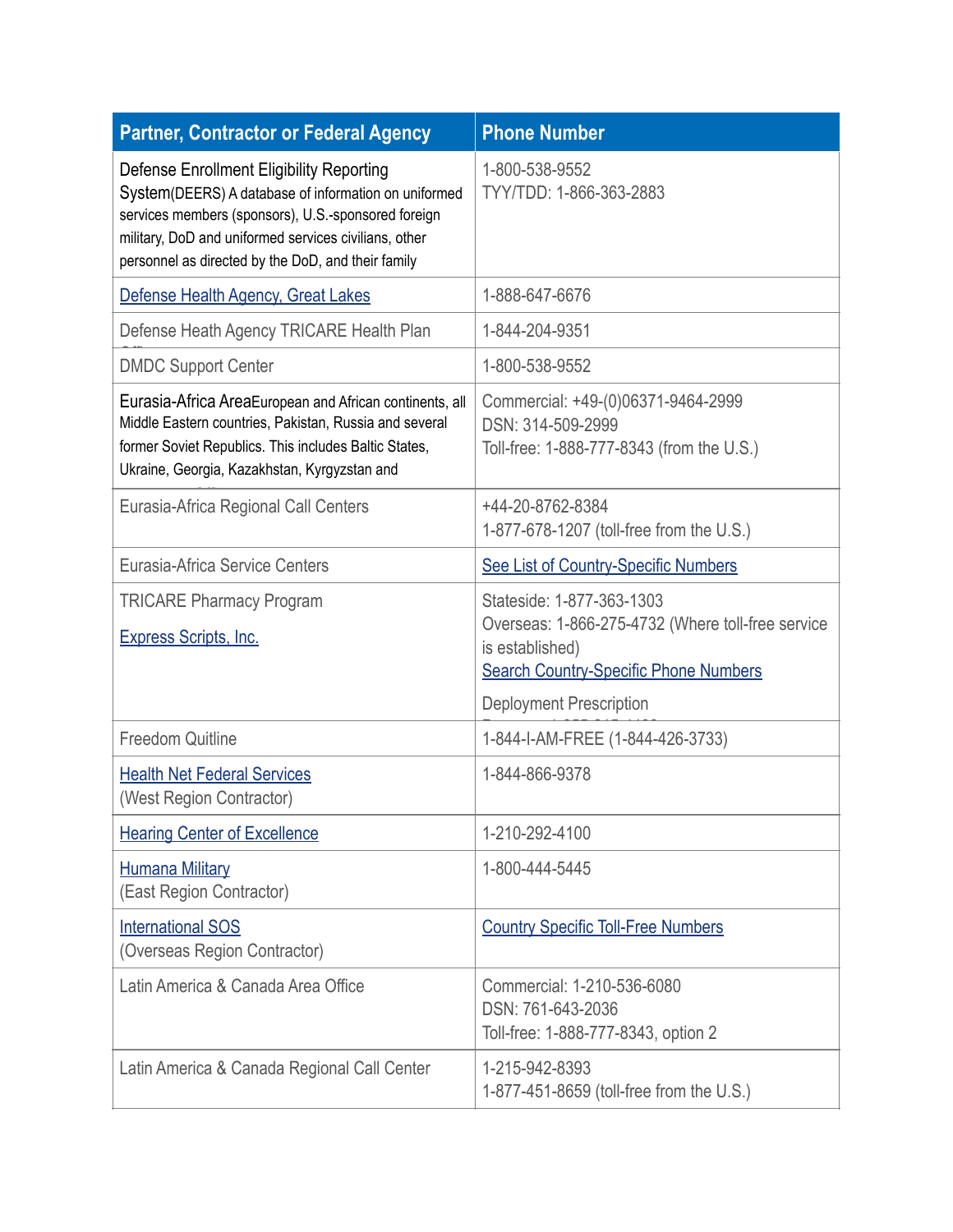| Partner, Contractor or Federal Agency | Phone Number |
| --- | --- |
| Defense Enrollment Eligibility Reporting System(DEERS) A database of information on uniformed services members (sponsors), U.S.-sponsored foreign military, DoD and uniformed services civilians, other personnel as directed by the DoD, and their family | 1-800-538-9552<br>TYY/TDD: 1-866-363-2883 |
| Defense Health Agency, Great Lakes | 1-888-647-6676 |
| Defense Heath Agency TRICARE Health Plan | 1-844-204-9351 |
| DMDC Support Center | 1-800-538-9552 |
| Eurasia-Africa AreaEuropean and African continents, all Middle Eastern countries, Pakistan, Russia and several former Soviet Republics. This includes Baltic States, Ukraine, Georgia, Kazakhstan, Kyrgyzstan and | Commercial: +49-(0)06371-9464-2999<br>DSN: 314-509-2999<br>Toll-free: 1-888-777-8343 (from the U.S.) |
| Eurasia-Africa Regional Call Centers | +44-20-8762-8384<br>1-877-678-1207 (toll-free from the U.S.) |
| Eurasia-Africa Service Centers | See List of Country-Specific Numbers |
| TRICARE Pharmacy Program<br>Express Scripts, Inc. | Stateside: 1-877-363-1303<br>Overseas: 1-866-275-4732 (Where toll-free service is established)<br>Search Country-Specific Phone Numbers<br>Deployment Prescription |
| Freedom Quitline | 1-844-I-AM-FREE (1-844-426-3733) |
| Health Net Federal Services<br>(West Region Contractor) | 1-844-866-9378 |
| Hearing Center of Excellence | 1-210-292-4100 |
| Humana Military<br>(East Region Contractor) | 1-800-444-5445 |
| International SOS<br>(Overseas Region Contractor) | Country Specific Toll-Free Numbers |
| Latin America & Canada Area Office | Commercial: 1-210-536-6080<br>DSN: 761-643-2036<br>Toll-free: 1-888-777-8343, option 2 |
| Latin America & Canada Regional Call Center | 1-215-942-8393<br>1-877-451-8659 (toll-free from the U.S.) |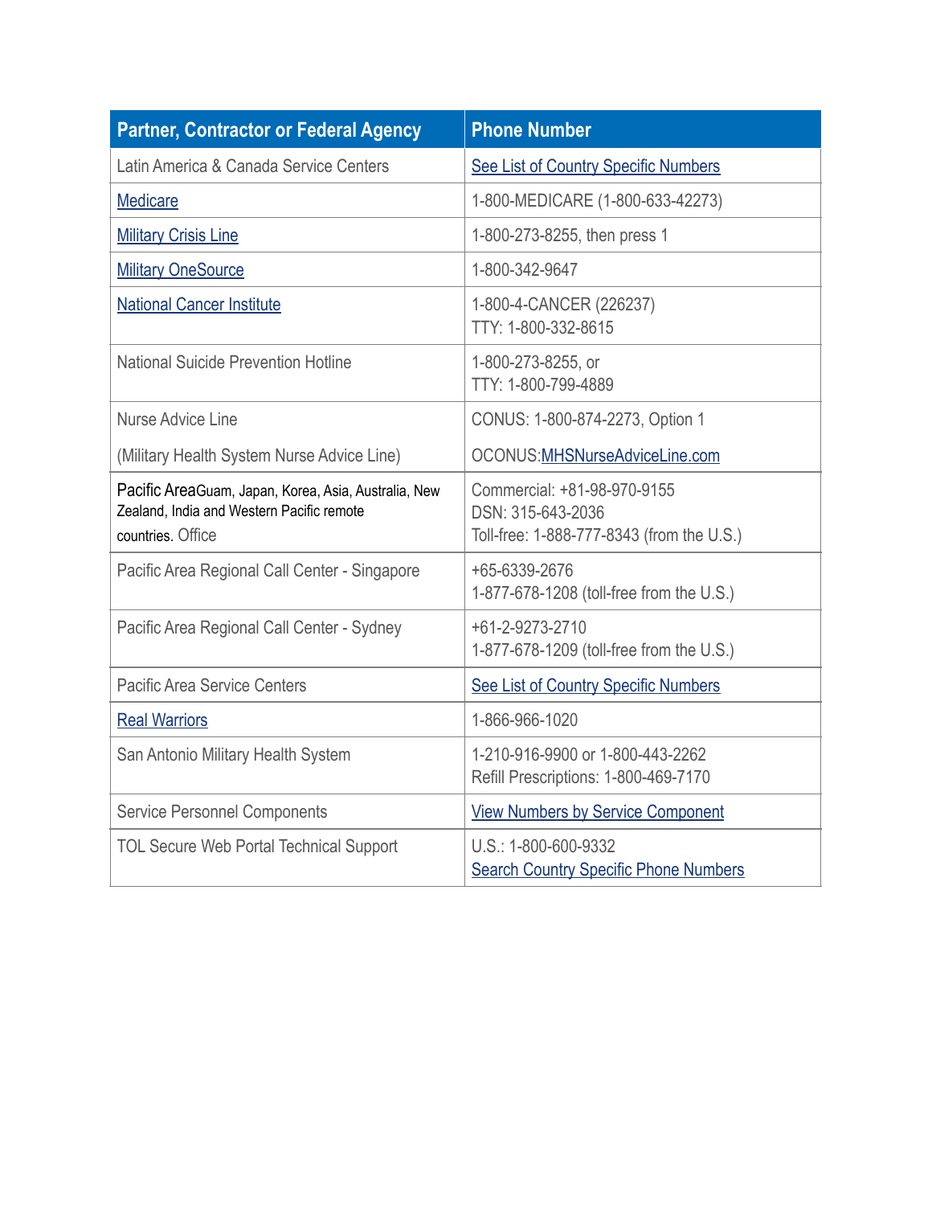| Partner, Contractor or Federal Agency | Phone Number |
| --- | --- |
| Latin America & Canada Service Centers | See List of Country Specific Numbers |
| Medicare | 1-800-MEDICARE (1-800-633-42273) |
| Military Crisis Line | 1-800-273-8255, then press 1 |
| Military OneSource | 1-800-342-9647 |
| National Cancer Institute | 1-800-4-CANCER (226237)<br>TTY: 1-800-332-8615 |
| National Suicide Prevention Hotline | 1-800-273-8255, or<br>TTY: 1-800-799-4889 |
| Nurse Advice Line<br><br>(Military Health System Nurse Advice Line) | CONUS: 1-800-874-2273, Option 1<br><br>OCONUS:MHSNurseAdviceLine.com |
| Pacific AreaGuam, Japan, Korea, Asia, Australia, New Zealand, India and Western Pacific remote countries. Office | Commercial: +81-98-970-9155<br>DSN: 315-643-2036<br>Toll-free: 1-888-777-8343 (from the U.S.) |
| Pacific Area Regional Call Center - Singapore | +65-6339-2676<br>1-877-678-1208 (toll-free from the U.S.) |
| Pacific Area Regional Call Center - Sydney | +61-2-9273-2710<br>1-877-678-1209 (toll-free from the U.S.) |
| Pacific Area Service Centers | See List of Country Specific Numbers |
| Real Warriors | 1-866-966-1020 |
| San Antonio Military Health System | 1-210-916-9900 or 1-800-443-2262<br>Refill Prescriptions: 1-800-469-7170 |
| Service Personnel Components | View Numbers by Service Component |
| TOL Secure Web Portal Technical Support | U.S.: 1-800-600-9332<br>Search Country Specific Phone Numbers |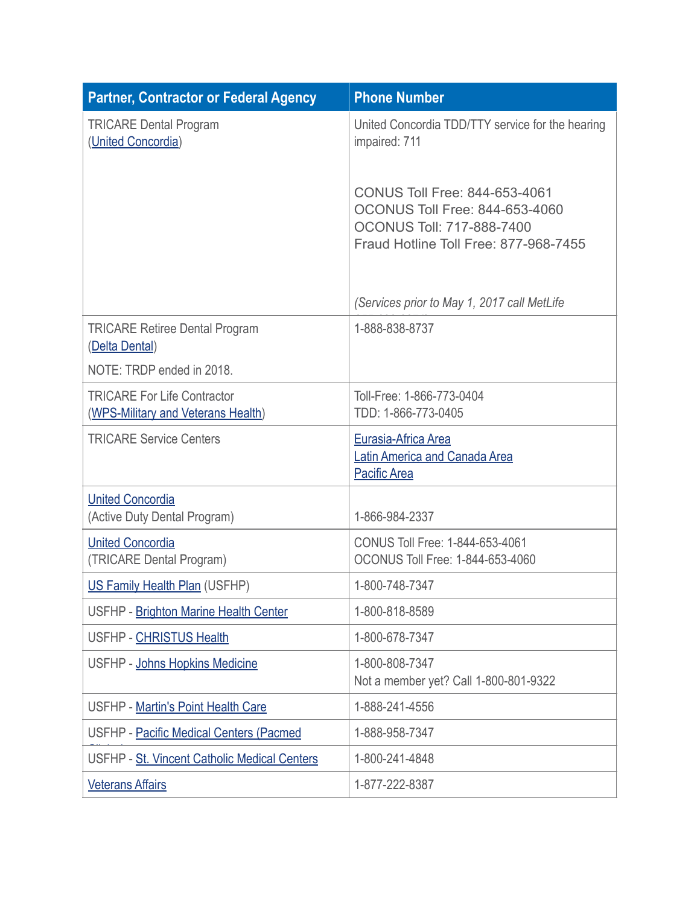| Partner, Contractor or Federal Agency | Phone Number |
| --- | --- |
| TRICARE Dental Program (United Concordia) | United Concordia TDD/TTY service for the hearing impaired: 711<br><br>CONUS Toll Free: 844-653-4061<br>OCONUS Toll Free: 844-653-4060<br>OCONUS Toll: 717-888-7400<br>Fraud Hotline Toll Free: 877-968-7455<br><br>*(Services prior to May 1, 2017 call MetLife* |
| TRICARE Retiree Dental Program (Delta Dental)<br>NOTE: TRDP ended in 2018. | 1-888-838-8737 |
| TRICARE For Life Contractor (WPS-Military and Veterans Health) | Toll-Free: 1-866-773-0404<br>TDD: 1-866-773-0405 |
| TRICARE Service Centers | Eurasia-Africa Area<br>Latin America and Canada Area<br>Pacific Area |
| United Concordia (Active Duty Dental Program) | 1-866-984-2337 |
| United Concordia (TRICARE Dental Program) | CONUS Toll Free: 1-844-653-4061<br>OCONUS Toll Free: 1-844-653-4060 |
| US Family Health Plan (USFHP) | 1-800-748-7347 |
| USFHP - Brighton Marine Health Center | 1-800-818-8589 |
| USFHP - CHRISTUS Health | 1-800-678-7347 |
| USFHP - Johns Hopkins Medicine | 1-800-808-7347<br>Not a member yet? Call 1-800-801-9322 |
| USFHP - Martin's Point Health Care | 1-888-241-4556 |
| USFHP - Pacific Medical Centers (Pacmed | 1-888-958-7347 |
| USFHP - St. Vincent Catholic Medical Centers | 1-800-241-4848 |
| Veterans Affairs | 1-877-222-8387 |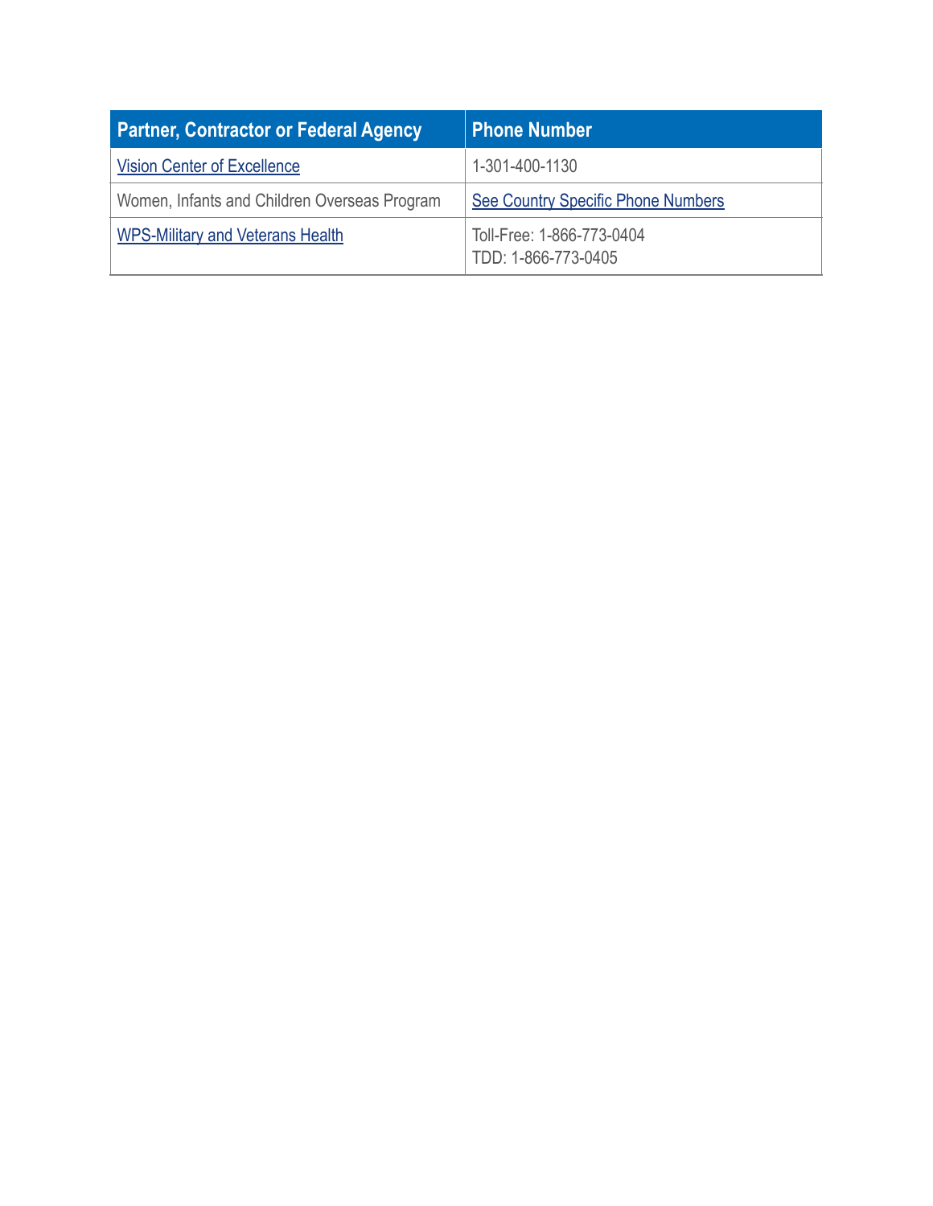| Partner, Contractor or Federal Agency | Phone Number |
|---|---|
| Vision Center of Excellence | 1-301-400-1130 |
| Women, Infants and Children Overseas Program | See Country Specific Phone Numbers |
| WPS-Military and Veterans Health | Toll-Free: 1-866-773-0404<br>TDD: 1-866-773-0405 |